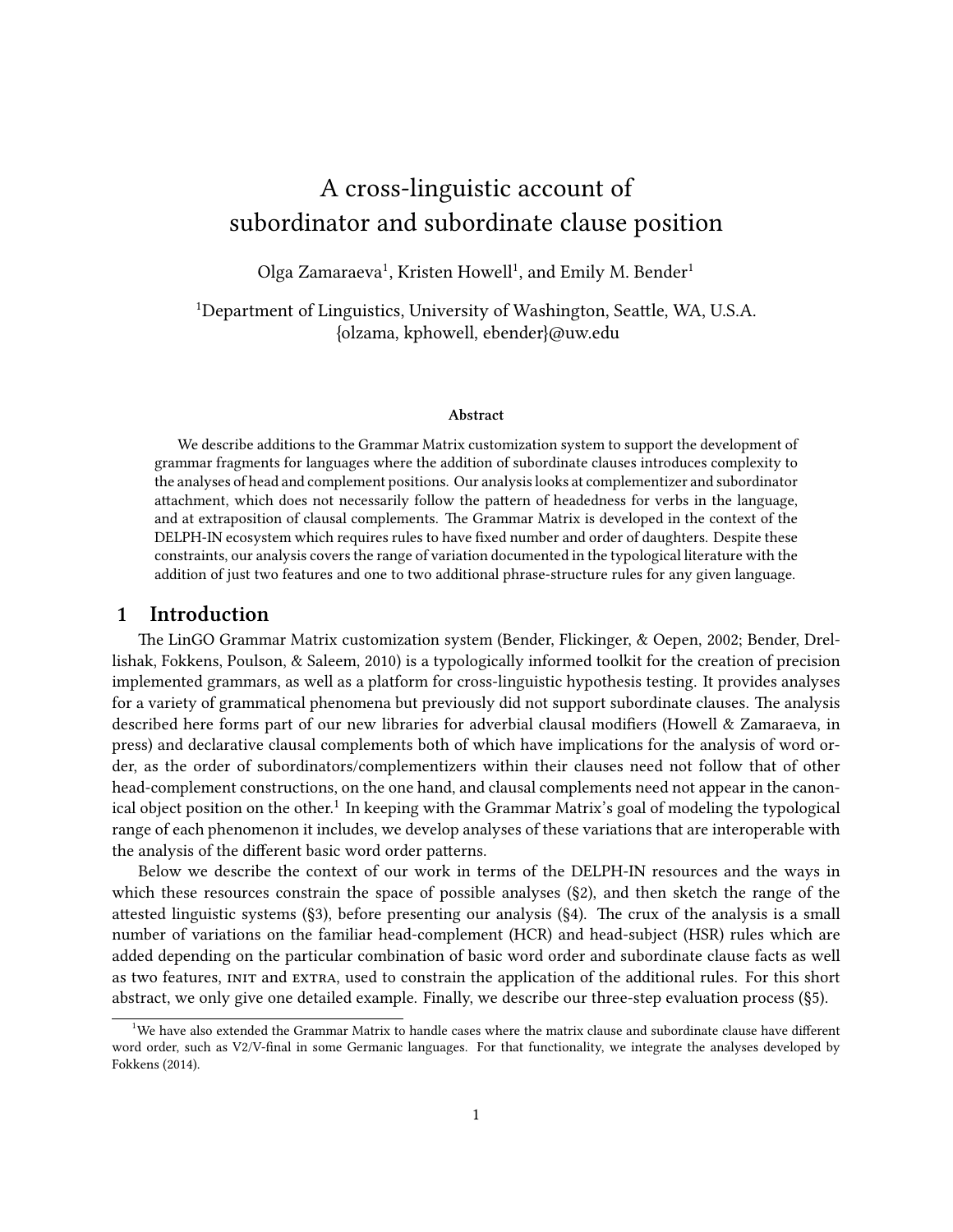# A cross-linguistic account of subordinator and subordinate clause position

Olga Zamaraeva[1], Kristen Howell[1], and Emily M. Bender[1]

[1]Department of Linguistics, University of Washington, Seattle, WA, U.S.A.
{olzama, kphowell, ebender}@uw.edu

### Abstract

We describe additions to the Grammar Matrix customization system to support the development of grammar fragments for languages where the addition of subordinate clauses introduces complexity to the analyses of head and complement positions. Our analysis looks at complementizer and subordinator attachment, which does not necessarily follow the pattern of headedness for verbs in the language, and at extraposition of clausal complements. The Grammar Matrix is developed in the context of the DELPH-IN ecosystem which requires rules to have fixed number and order of daughters. Despite these constraints, our analysis covers the range of variation documented in the typological literature with the addition of just two features and one to two additional phrase-structure rules for any given language.

## 1 Introduction

The LinGO Grammar Matrix customization system (Bender, Flickinger, & Oepen, 2002; Bender, Drellishak, Fokkens, Poulson, & Saleem, 2010) is a typologically informed toolkit for the creation of precision implemented grammars, as well as a platform for cross-linguistic hypothesis testing. It provides analyses for a variety of grammatical phenomena but previously did not support subordinate clauses. The analysis described here forms part of our new libraries for adverbial clausal modifiers (Howell & Zamaraeva, in press) and declarative clausal complements both of which have implications for the analysis of word order, as the order of subordinators/complementizers within their clauses need not follow that of other head-complement constructions, on the one hand, and clausal complements need not appear in the canonical object position on the other.[1] In keeping with the Grammar Matrix's goal of modeling the typological range of each phenomenon it includes, we develop analyses of these variations that are interoperable with the analysis of the different basic word order patterns.

Below we describe the context of our work in terms of the DELPH-IN resources and the ways in which these resources constrain the space of possible analyses (§2), and then sketch the range of the attested linguistic systems (§3), before presenting our analysis (§4). The crux of the analysis is a small number of variations on the familiar head-complement (HCR) and head-subject (HSR) rules which are added depending on the particular combination of basic word order and subordinate clause facts as well as two features, INIT and EXTRA, used to constrain the application of the additional rules. For this short abstract, we only give one detailed example. Finally, we describe our three-step evaluation process (§5).

[1]We have also extended the Grammar Matrix to handle cases where the matrix clause and subordinate clause have different word order, such as V2/V-final in some Germanic languages. For that functionality, we integrate the analyses developed by Fokkens (2014).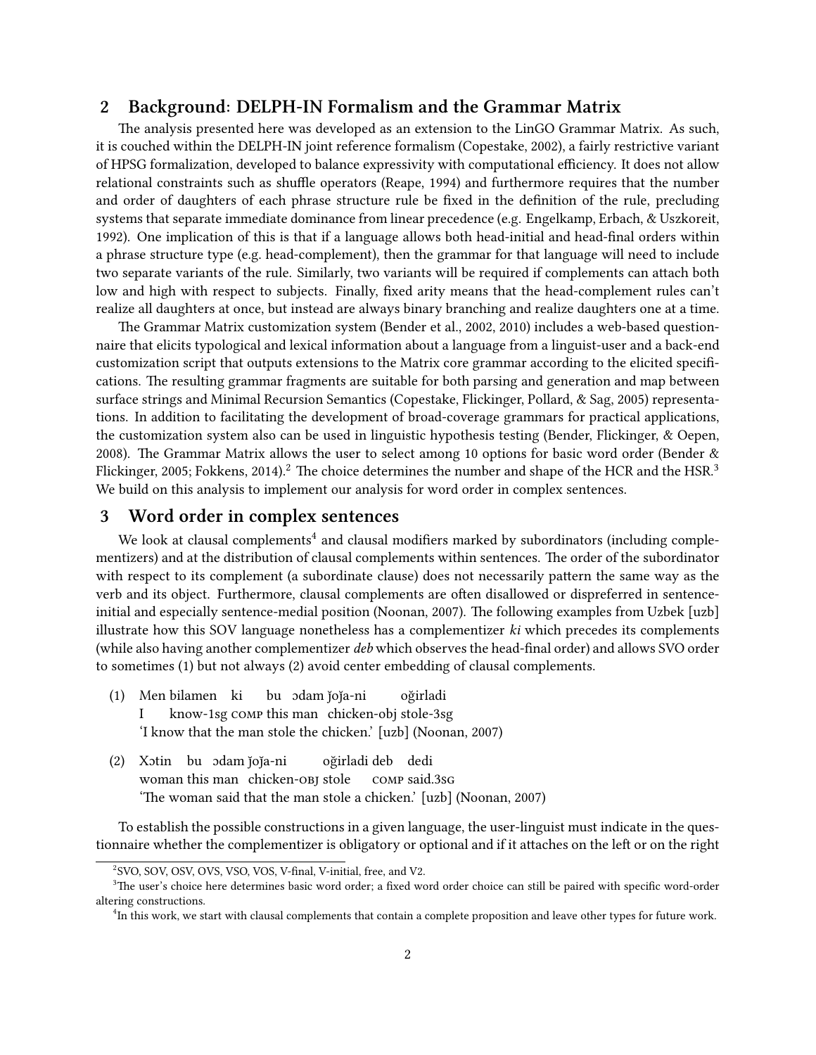## 2 Background: DELPH-IN Formalism and the Grammar Matrix

The analysis presented here was developed as an extension to the LinGO Grammar Matrix. As such, it is couched within the DELPH-IN joint reference formalism (Copestake, 2002), a fairly restrictive variant of HPSG formalization, developed to balance expressivity with computational efficiency. It does not allow relational constraints such as shuffle operators (Reape, 1994) and furthermore requires that the number and order of daughters of each phrase structure rule be fixed in the definition of the rule, precluding systems that separate immediate dominance from linear precedence (e.g. Engelkamp, Erbach, & Uszkoreit, 1992). One implication of this is that if a language allows both head-initial and head-final orders within a phrase structure type (e.g. head-complement), then the grammar for that language will need to include two separate variants of the rule. Similarly, two variants will be required if complements can attach both low and high with respect to subjects. Finally, fixed arity means that the head-complement rules can't realize all daughters at once, but instead are always binary branching and realize daughters one at a time.

The Grammar Matrix customization system (Bender et al., 2002, 2010) includes a web-based questionnaire that elicits typological and lexical information about a language from a linguist-user and a back-end customization script that outputs extensions to the Matrix core grammar according to the elicited specifications. The resulting grammar fragments are suitable for both parsing and generation and map between surface strings and Minimal Recursion Semantics (Copestake, Flickinger, Pollard, & Sag, 2005) representations. In addition to facilitating the development of broad-coverage grammars for practical applications, the customization system also can be used in linguistic hypothesis testing (Bender, Flickinger, & Oepen, 2008). The Grammar Matrix allows the user to select among 10 options for basic word order (Bender & Flickinger, 2005; Fokkens, 2014).[2] The choice determines the number and shape of the HCR and the HSR.[3] We build on this analysis to implement our analysis for word order in complex sentences.

## 3 Word order in complex sentences

We look at clausal complements[4] and clausal modifiers marked by subordinators (including complementizers) and at the distribution of clausal complements within sentences. The order of the subordinator with respect to its complement (a subordinate clause) does not necessarily pattern the same way as the verb and its object. Furthermore, clausal complements are often disallowed or dispreferred in sentence-initial and especially sentence-medial position (Noonan, 2007). The following examples from Uzbek [uzb] illustrate how this SOV language nonetheless has a complementizer *ki* which precedes its complements (while also having another complementizer *deb* which observes the head-final order) and allows SVO order to sometimes (1) but not always (2) avoid center embedding of clausal complements.

(1) Men bilamen ki bu ɔdam ǰoǰa-ni oğirladi
I know-1sg COMP this man chicken-obj stole-3sg
'I know that the man stole the chicken.' [uzb] (Noonan, 2007)

(2) Xɔtin bu ɔdam ǰoǰa-ni oğirladi deb dedi
woman this man chicken-OBJ stole COMP said.3SG
'The woman said that the man stole a chicken.' [uzb] (Noonan, 2007)

To establish the possible constructions in a given language, the user-linguist must indicate in the questionnaire whether the complementizer is obligatory or optional and if it attaches on the left or on the right

[2] SVO, SOV, OSV, OVS, VSO, VOS, V-final, V-initial, free, and V2.

[3] The user's choice here determines basic word order; a fixed word order choice can still be paired with specific word-order altering constructions.

[4] In this work, we start with clausal complements that contain a complete proposition and leave other types for future work.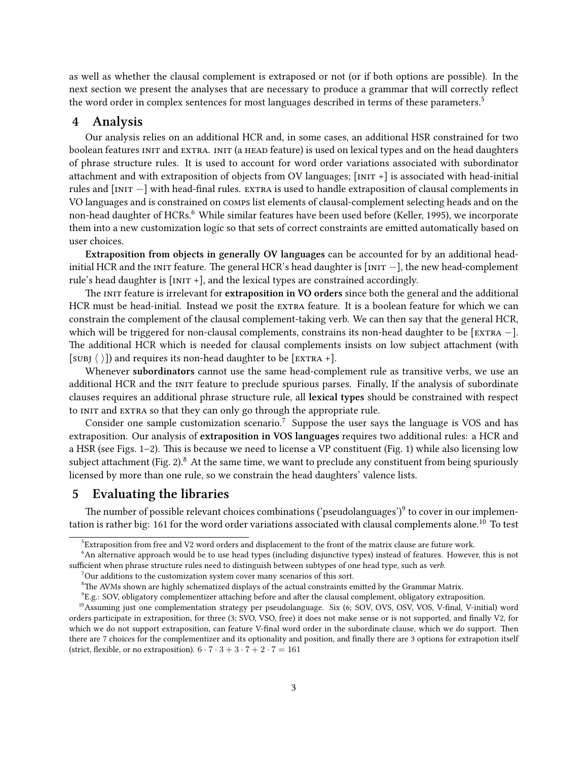as well as whether the clausal complement is extraposed or not (or if both options are possible). In the next section we present the analyses that are necessary to produce a grammar that will correctly reflect the word order in complex sentences for most languages described in terms of these parameters.[5]

## 4 Analysis

Our analysis relies on an additional HCR and, in some cases, an additional HSR constrained for two boolean features INIT and EXTRA. INIT (a HEAD feature) is used on lexical types and on the head daughters of phrase structure rules. It is used to account for word order variations associated with subordinator attachment and with extraposition of objects from OV languages; [INIT +] is associated with head-initial rules and [INIT −] with head-final rules. EXTRA is used to handle extraposition of clausal complements in VO languages and is constrained on COMPS list elements of clausal-complement selecting heads and on the non-head daughter of HCRs.[6] While similar features have been used before (Keller, 1995), we incorporate them into a new customization logic so that sets of correct constraints are emitted automatically based on user choices.

**Extraposition from objects in generally OV languages** can be accounted for by an additional head-initial HCR and the INIT feature. The general HCR's head daughter is [INIT −], the new head-complement rule's head daughter is [INIT +], and the lexical types are constrained accordingly.

The INIT feature is irrelevant for **extraposition in VO orders** since both the general and the additional HCR must be head-initial. Instead we posit the EXTRA feature. It is a boolean feature for which we can constrain the complement of the clausal complement-taking verb. We can then say that the general HCR, which will be triggered for non-clausal complements, constrains its non-head daughter to be [EXTRA −]. The additional HCR which is needed for clausal complements insists on low subject attachment (with [SUBJ ⟨ ⟩]) and requires its non-head daughter to be [EXTRA +].

Whenever **subordinators** cannot use the same head-complement rule as transitive verbs, we use an additional HCR and the INIT feature to preclude spurious parses. Finally, If the analysis of subordinate clauses requires an additional phrase structure rule, all **lexical types** should be constrained with respect to INIT and EXTRA so that they can only go through the appropriate rule.

Consider one sample customization scenario.[7] Suppose the user says the language is VOS and has extraposition. Our analysis of **extraposition in VOS languages** requires two additional rules: a HCR and a HSR (see Figs. 1–2). This is because we need to license a VP constituent (Fig. 1) while also licensing low subject attachment (Fig. 2).[8] At the same time, we want to preclude any constituent from being spuriously licensed by more than one rule, so we constrain the head daughters' valence lists.

## 5 Evaluating the libraries

The number of possible relevant choices combinations ('pseudolanguages')[9] to cover in our implementation is rather big: 161 for the word order variations associated with clausal complements alone.[10] To test

---

[5] Extraposition from free and V2 word orders and displacement to the front of the matrix clause are future work.

[6] An alternative approach would be to use head types (including disjunctive types) instead of features. However, this is not sufficient when phrase structure rules need to distinguish between subtypes of one head type, such as *verb*.

[7] Our additions to the customization system cover many scenarios of this sort.

[8] The AVMs shown are highly schematized displays of the actual constraints emitted by the Grammar Matrix.

[9] E.g.: SOV, obligatory complementizer attaching before and after the clausal complement, obligatory extraposition.

[10] Assuming just one complementation strategy per pseudolanguage. Six (6; SOV, OVS, OSV, VOS, V-final, V-initial) word orders participate in extraposition, for three (3; SVO, VSO, free) it does not make sense or is not supported, and finally V2, for which we do not support extraposition, can feature V-final word order in the subordinate clause, which we do support. Then there are 7 choices for the complementizer and its optionality and position, and finally there are 3 options for extrapotion itself (strict, flexible, or no extraposition). $6 \cdot 7 \cdot 3 + 3 \cdot 7 + 2 \cdot 7 = 161$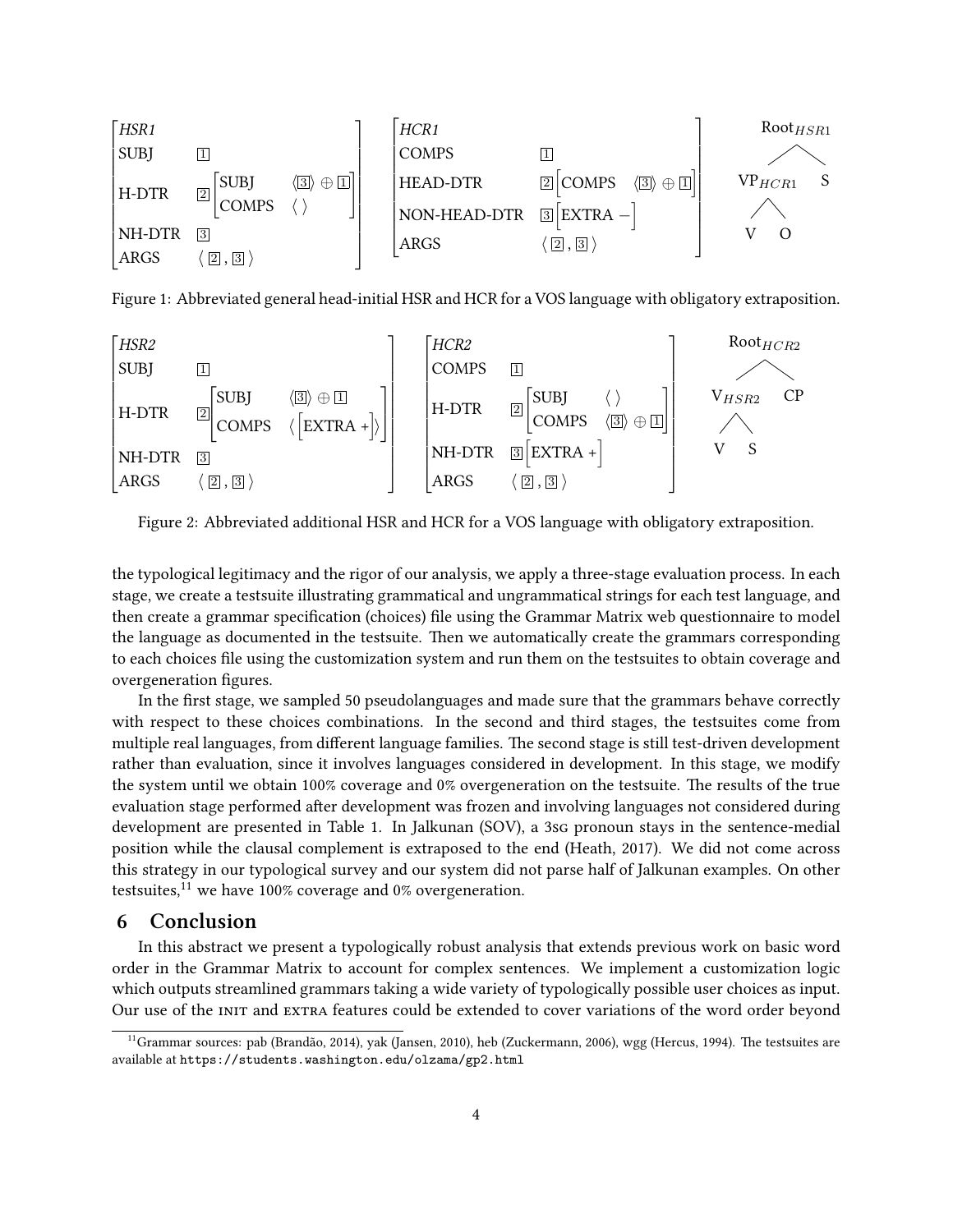$$
\begin{bmatrix}
\textit{HSR1} & & \\
\text{SUBJ} & \boxed{1} & \\
\text{H-DTR} & \boxed{2} \begin{bmatrix} \text{SUBJ} & \langle \boxed{3} \rangle \oplus \boxed{1} \\ \text{COMPS} & \langle\, \rangle \end{bmatrix} & \\
\text{NH-DTR} & \boxed{3} & \\
\text{ARGS} & \langle\, \boxed{2}\, ,\, \boxed{3}\, \rangle &
\end{bmatrix}
\quad
\begin{bmatrix}
\textit{HCR1} & \\
\text{COMPS} & \boxed{1} \\
\text{HEAD-DTR} & \boxed{2} \begin{bmatrix} \text{COMPS} & \langle \boxed{3} \rangle \oplus \boxed{1} \end{bmatrix} \\
\text{NON-HEAD-DTR} & \boxed{3} \begin{bmatrix} \text{EXTRA} & - \end{bmatrix} \\
\text{ARGS} & \langle\, \boxed{2}\, ,\, \boxed{3}\, \rangle
\end{bmatrix}
$$

Tree: $\text{Root}_{HSR1}$ → [ $\text{VP}_{HCR1}$ → [ V O ] ] S

Figure 1: Abbreviated general head-initial HSR and HCR for a VOS language with obligatory extraposition.

$$
\begin{bmatrix}
\textit{HSR2} & \\
\text{SUBJ} & \boxed{1} \\
\text{H-DTR} & \boxed{2} \begin{bmatrix} \text{SUBJ} & \langle \boxed{3} \rangle \oplus \boxed{1} \\ \text{COMPS} & \langle \begin{bmatrix} \text{EXTRA} & + \end{bmatrix} \rangle \end{bmatrix} \\
\text{NH-DTR} & \boxed{3} \\
\text{ARGS} & \langle\, \boxed{2}\, ,\, \boxed{3}\, \rangle
\end{bmatrix}
\quad
\begin{bmatrix}
\textit{HCR2} & \\
\text{COMPS} & \boxed{1} \\
\text{H-DTR} & \boxed{2} \begin{bmatrix} \text{SUBJ} & \langle\, \rangle \\ \text{COMPS} & \langle \boxed{3} \rangle \oplus \boxed{1} \end{bmatrix} \\
\text{NH-DTR} & \boxed{3} \begin{bmatrix} \text{EXTRA} & + \end{bmatrix} \\
\text{ARGS} & \langle\, \boxed{2}\, ,\, \boxed{3}\, \rangle
\end{bmatrix}
$$

Tree: $\text{Root}_{HCR2}$ → [ $\text{V}_{HSR2}$ → [ V S ] ] CP

Figure 2: Abbreviated additional HSR and HCR for a VOS language with obligatory extraposition.

the typological legitimacy and the rigor of our analysis, we apply a three-stage evaluation process. In each stage, we create a testsuite illustrating grammatical and ungrammatical strings for each test language, and then create a grammar specification (choices) file using the Grammar Matrix web questionnaire to model the language as documented in the testsuite. Then we automatically create the grammars corresponding to each choices file using the customization system and run them on the testsuites to obtain coverage and overgeneration figures.

In the first stage, we sampled 50 pseudolanguages and made sure that the grammars behave correctly with respect to these choices combinations. In the second and third stages, the testsuites come from multiple real languages, from different language families. The second stage is still test-driven development rather than evaluation, since it involves languages considered in development. In this stage, we modify the system until we obtain 100% coverage and 0% overgeneration on the testsuite. The results of the true evaluation stage performed after development was frozen and involving languages not considered during development are presented in Table 1. In Jalkunan (SOV), a 3SG pronoun stays in the sentence-medial position while the clausal complement is extraposed to the end (Heath, 2017). We did not come across this strategy in our typological survey and our system did not parse half of Jalkunan examples. On other testsuites,[11] we have 100% coverage and 0% overgeneration.

## 6 Conclusion

In this abstract we present a typologically robust analysis that extends previous work on basic word order in the Grammar Matrix to account for complex sentences. We implement a customization logic which outputs streamlined grammars taking a wide variety of typologically possible user choices as input. Our use of the INIT and EXTRA features could be extended to cover variations of the word order beyond

[11] Grammar sources: pab (Brandão, 2014), yak (Jansen, 2010), heb (Zuckermann, 2006), wgg (Hercus, 1994). The testsuites are available at https://students.washington.edu/olzama/gp2.html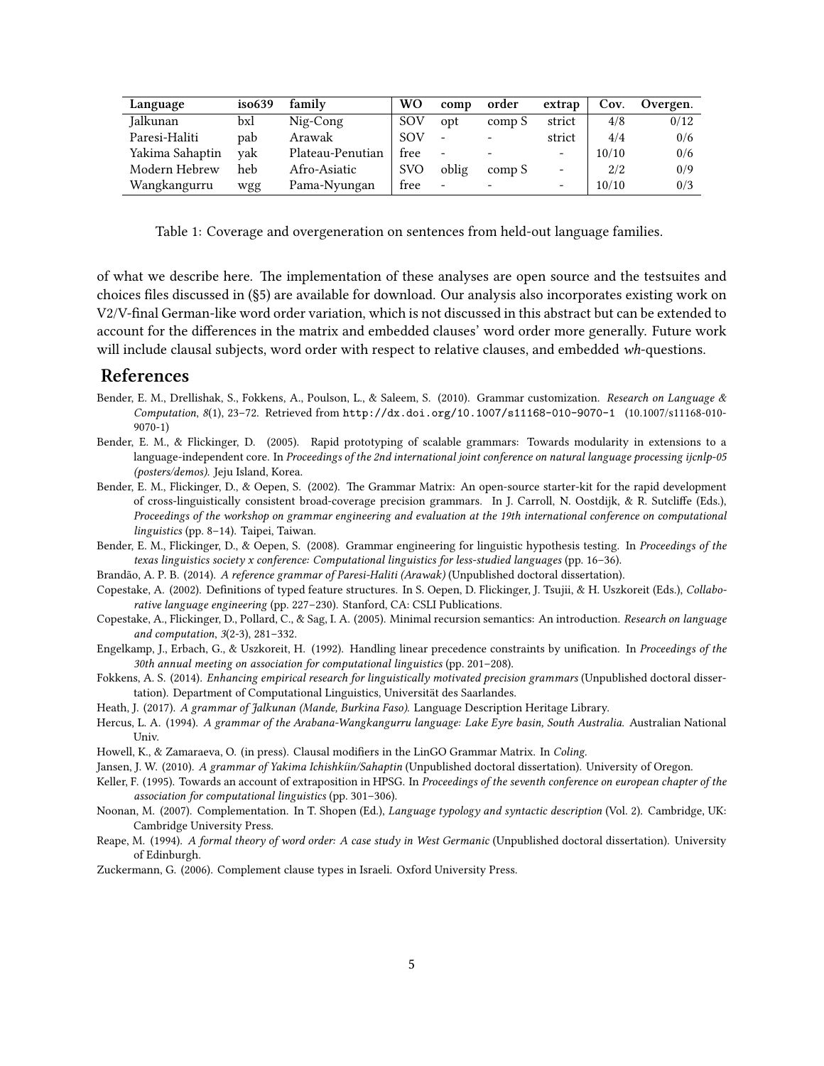| Language | iso639 | family | WO | comp | order | extrap | Cov. | Overgen. |
|---|---|---|---|---|---|---|---|---|
| Jalkunan | bxl | Nig-Cong | SOV | opt | comp S | strict | 4/8 | 0/12 |
| Paresi-Haliti | pab | Arawak | SOV | - | - | strict | 4/4 | 0/6 |
| Yakima Sahaptin | yak | Plateau-Penutian | free | - | - | - | 10/10 | 0/6 |
| Modern Hebrew | heb | Afro-Asiatic | SVO | oblig | comp S | - | 2/2 | 0/9 |
| Wangkangurru | wgg | Pama-Nyungan | free | - | - | - | 10/10 | 0/3 |

Table 1: Coverage and overgeneration on sentences from held-out language families.

of what we describe here. The implementation of these analyses are open source and the testsuites and choices files discussed in (§5) are available for download. Our analysis also incorporates existing work on V2/V-final German-like word order variation, which is not discussed in this abstract but can be extended to account for the differences in the matrix and embedded clauses' word order more generally. Future work will include clausal subjects, word order with respect to relative clauses, and embedded *wh*-questions.

## References

Bender, E. M., Drellishak, S., Fokkens, A., Poulson, L., & Saleem, S. (2010). Grammar customization. *Research on Language & Computation*, *8*(1), 23–72. Retrieved from `http://dx.doi.org/10.1007/s11168-010-9070-1` (10.1007/s11168-010-9070-1)

Bender, E. M., & Flickinger, D. (2005). Rapid prototyping of scalable grammars: Towards modularity in extensions to a language-independent core. In *Proceedings of the 2nd international joint conference on natural language processing ijcnlp-05 (posters/demos).* Jeju Island, Korea.

Bender, E. M., Flickinger, D., & Oepen, S. (2002). The Grammar Matrix: An open-source starter-kit for the rapid development of cross-linguistically consistent broad-coverage precision grammars. In J. Carroll, N. Oostdijk, & R. Sutcliffe (Eds.), *Proceedings of the workshop on grammar engineering and evaluation at the 19th international conference on computational linguistics* (pp. 8–14). Taipei, Taiwan.

Bender, E. M., Flickinger, D., & Oepen, S. (2008). Grammar engineering for linguistic hypothesis testing. In *Proceedings of the texas linguistics society x conference: Computational linguistics for less-studied languages* (pp. 16–36).

Brandão, A. P. B. (2014). *A reference grammar of Paresi-Haliti (Arawak)* (Unpublished doctoral dissertation).

Copestake, A. (2002). Definitions of typed feature structures. In S. Oepen, D. Flickinger, J. Tsujii, & H. Uszkoreit (Eds.), *Collaborative language engineering* (pp. 227–230). Stanford, CA: CSLI Publications.

Copestake, A., Flickinger, D., Pollard, C., & Sag, I. A. (2005). Minimal recursion semantics: An introduction. *Research on language and computation*, *3*(2-3), 281–332.

Engelkamp, J., Erbach, G., & Uszkoreit, H. (1992). Handling linear precedence constraints by unification. In *Proceedings of the 30th annual meeting on association for computational linguistics* (pp. 201–208).

Fokkens, A. S. (2014). *Enhancing empirical research for linguistically motivated precision grammars* (Unpublished doctoral dissertation). Department of Computational Linguistics, Universität des Saarlandes.

Heath, J. (2017). *A grammar of Jalkunan (Mande, Burkina Faso).* Language Description Heritage Library.

Hercus, L. A. (1994). *A grammar of the Arabana-Wangkangurru language: Lake Eyre basin, South Australia.* Australian National Univ.

Howell, K., & Zamaraeva, O. (in press). Clausal modifiers in the LinGO Grammar Matrix. In *Coling*.

Jansen, J. W. (2010). *A grammar of Yakima Ichishkíin/Sahaptin* (Unpublished doctoral dissertation). University of Oregon.

Keller, F. (1995). Towards an account of extraposition in HPSG. In *Proceedings of the seventh conference on european chapter of the association for computational linguistics* (pp. 301–306).

Noonan, M. (2007). Complementation. In T. Shopen (Ed.), *Language typology and syntactic description* (Vol. 2). Cambridge, UK: Cambridge University Press.

Reape, M. (1994). *A formal theory of word order: A case study in West Germanic* (Unpublished doctoral dissertation). University of Edinburgh.

Zuckermann, G. (2006). Complement clause types in Israeli. Oxford University Press.